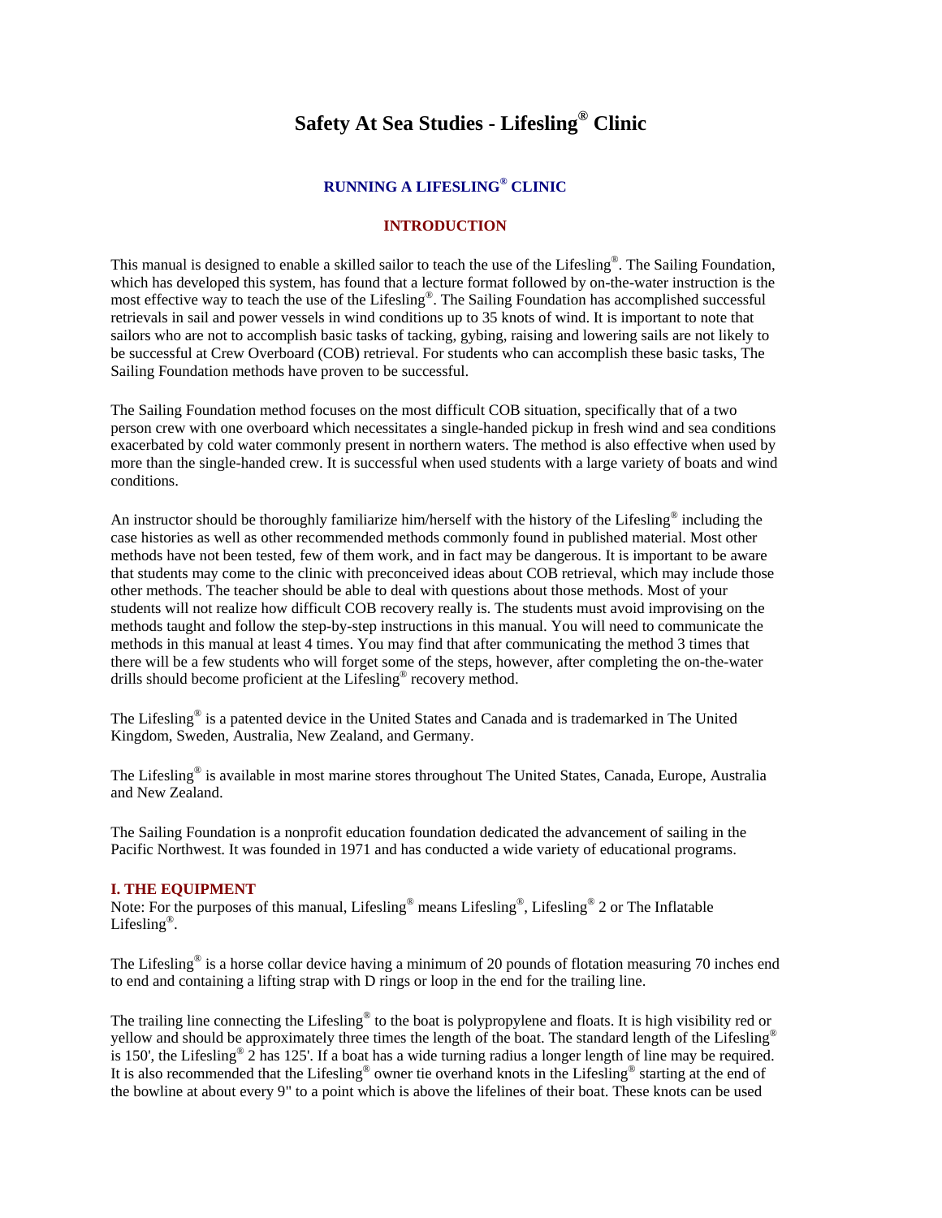# Safety At Sea Studies - Lifesling® Clinic

## RUNNING A LIFESLING® CLINIC

### INTRODUCTION

This manual is designed to enable a skilled sailor to teach the use of the Lifesling®. The Sailing Foundation, which has developed this system, has found that a lecture format followed by on-the-water instruction is the most effective way to teach the use of the Lifesling®. The Sailing Foundation has accomplished successful retrievals in sail and power vessels in wind conditions up to 35 knots of wind. It is important to note that sailors who are not to accomplish basic tasks of tacking, gybing, raising and lowering sails are not likely to be successful at Crew Overboard (COB) retrieval. For students who can accomplish these basic tasks, The Sailing Foundation methods have proven to be successful.

The Sailing Foundation method focuses on the most difficult COB situation, specifically that of a two person crew with one overboard which necessitates a single-handed pickup in fresh wind and sea conditions exacerbated by cold water commonly present in northern waters. The method is also effective when used by more than the single-handed crew. It is successful when used students with a large variety of boats and wind conditions.

An instructor should be thoroughly familiarize him/herself with the history of the Lifesling® including the case histories as well as other recommended methods commonly found in published material. Most other methods have not been tested, few of them work, and in fact may be dangerous. It is important to be aware that students may come to the clinic with preconceived ideas about COB retrieval, which may include those other methods. The teacher should be able to deal with questions about those methods. Most of your students will not realize how difficult COB recovery really is. The students must avoid improvising on the methods taught and follow the step-by-step instructions in this manual. You will need to communicate the methods in this manual at least 4 times. You may find that after communicating the method 3 times that there will be a few students who will forget some of the steps, however, after completing the on-the-water drills should become proficient at the Lifesling® recovery method.

The Lifesling® is a patented device in the United States and Canada and is trademarked in The United Kingdom, Sweden, Australia, New Zealand, and Germany.

The Lifesling® is available in most marine stores throughout The United States, Canada, Europe, Australia and New Zealand.

The Sailing Foundation is a nonprofit education foundation dedicated the advancement of sailing in the Pacific Northwest. It was founded in 1971 and has conducted a wide variety of educational programs.

### I. THE EQUIPMENT

Note: For the purposes of this manual, Lifesling® means Lifesling®, Lifesling® 2 or The Inflatable Lifesling®.

The Lifesling® is a horse collar device having a minimum of 20 pounds of flotation measuring 70 inches end to end and containing a lifting strap with D rings or loop in the end for the trailing line.

The trailing line connecting the Lifesling® to the boat is polypropylene and floats. It is high visibility red or yellow and should be approximately three times the length of the boat. The standard length of the Lifesling® is 150', the Lifesling® 2 has 125'. If a boat has a wide turning radius a longer length of line may be required. It is also recommended that the Lifesling® owner tie overhand knots in the Lifesling® starting at the end of the bowline at about every 9" to a point which is above the lifelines of their boat. These knots can be used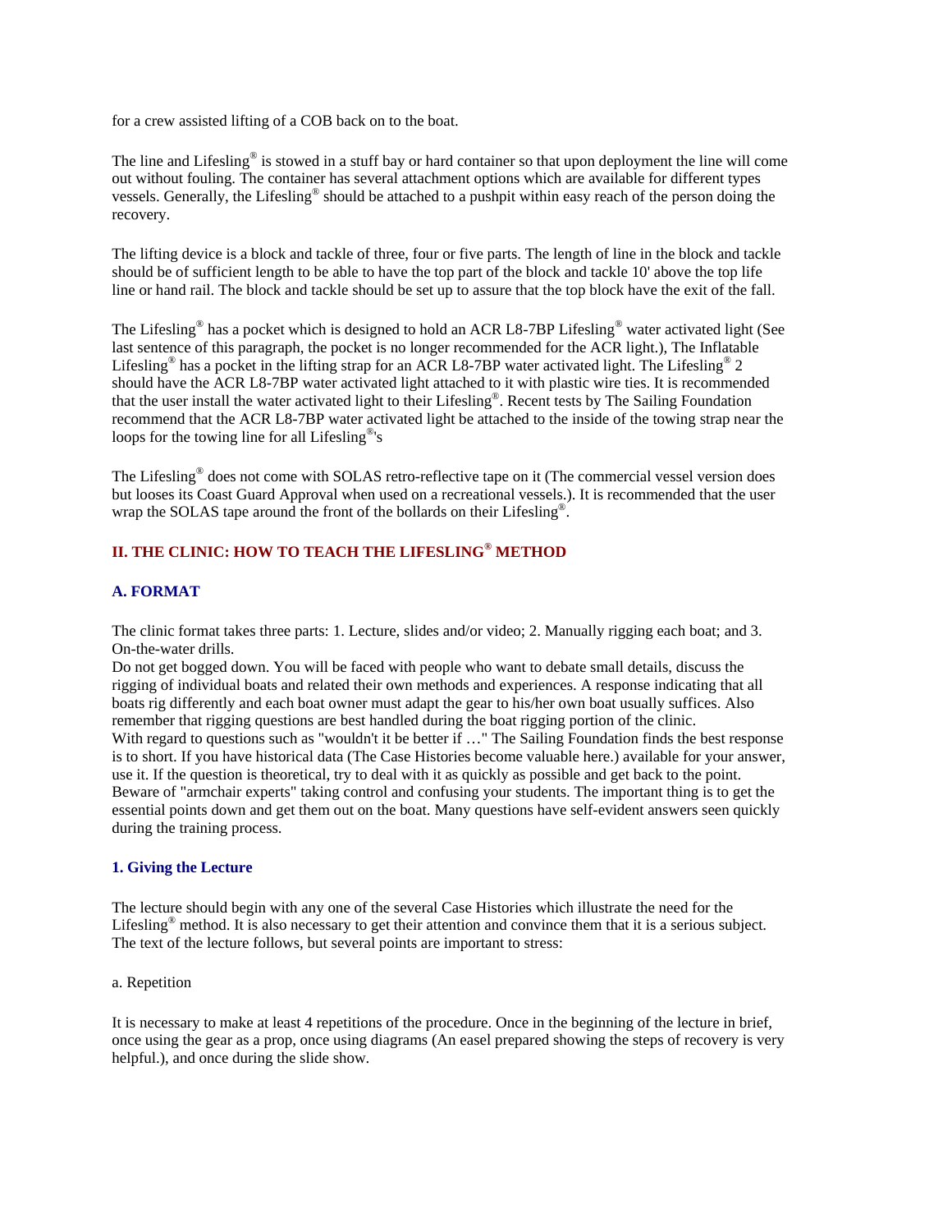for a crew assisted lifting of a COB back on to the boat.

The line and Lifesling® is stowed in a stuff bay or hard container so that upon deployment the line will come out without fouling. The container has several attachment options which are available for different types vessels. Generally, the Lifesling® should be attached to a pushpit within easy reach of the person doing the recovery.

The lifting device is a block and tackle of three, four or five parts. The length of line in the block and tackle should be of sufficient length to be able to have the top part of the block and tackle 10' above the top life line or hand rail. The block and tackle should be set up to assure that the top block have the exit of the fall.

The Lifesling® has a pocket which is designed to hold an ACR L8-7BP Lifesling® water activated light (See last sentence of this paragraph, the pocket is no longer recommended for the ACR light.), The Inflatable Lifesling® has a pocket in the lifting strap for an ACR L8-7BP water activated light. The Lifesling® 2 should have the ACR L8-7BP water activated light attached to it with plastic wire ties. It is recommended that the user install the water activated light to their Lifesling®. Recent tests by The Sailing Foundation recommend that the ACR L8-7BP water activated light be attached to the inside of the towing strap near the loops for the towing line for all Lifesling®'s

The Lifesling® does not come with SOLAS retro-reflective tape on it (The commercial vessel version does but looses its Coast Guard Approval when used on a recreational vessels.). It is recommended that the user wrap the SOLAS tape around the front of the bollards on their Lifesling®.

## II. THE CLINIC: HOW TO TEACH THE LIFESLING® METHOD

### A. FORMAT

The clinic format takes three parts: 1. Lecture, slides and/or video; 2. Manually rigging each boat; and 3. On-the-water drills.

Do not get bogged down. You will be faced with people who want to debate small details, discuss the rigging of individual boats and related their own methods and experiences. A response indicating that all boats rig differently and each boat owner must adapt the gear to his/her own boat usually suffices. Also remember that rigging questions are best handled during the boat rigging portion of the clinic.

With regard to questions such as "wouldn't it be better if …" The Sailing Foundation finds the best response is to short. If you have historical data (The Case Histories become valuable here.) available for your answer, use it. If the question is theoretical, try to deal with it as quickly as possible and get back to the point. Beware of "armchair experts" taking control and confusing your students. The important thing is to get the essential points down and get them out on the boat. Many questions have self-evident answers seen quickly during the training process.

#### 1. Giving the Lecture

The lecture should begin with any one of the several Case Histories which illustrate the need for the Lifesling® method. It is also necessary to get their attention and convince them that it is a serious subject. The text of the lecture follows, but several points are important to stress:

a. Repetition

It is necessary to make at least 4 repetitions of the procedure. Once in the beginning of the lecture in brief, once using the gear as a prop, once using diagrams (An easel prepared showing the steps of recovery is very helpful.), and once during the slide show.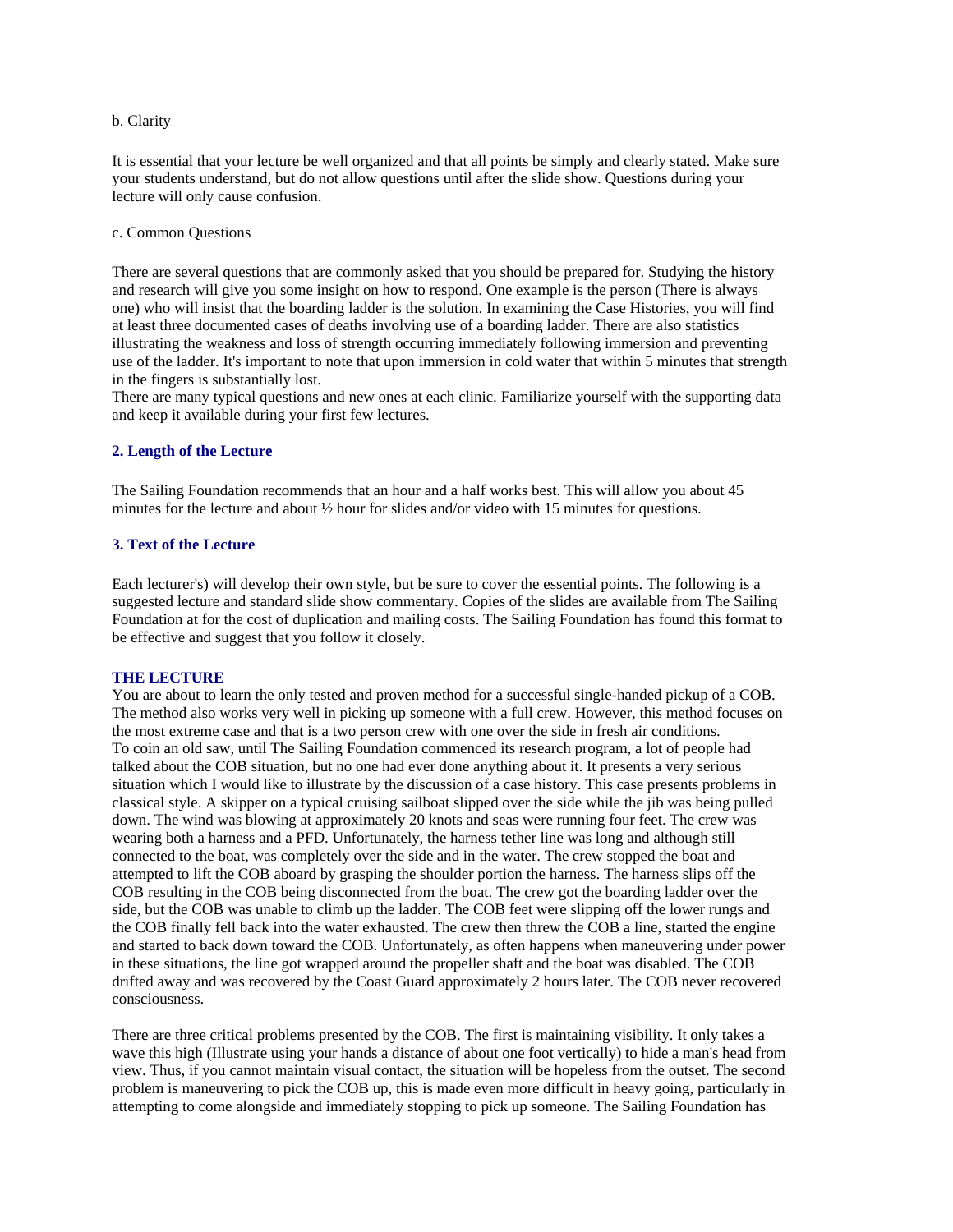b. Clarity

It is essential that your lecture be well organized and that all points be simply and clearly stated. Make sure your students understand, but do not allow questions until after the slide show. Questions during your lecture will only cause confusion.

c. Common Questions

There are several questions that are commonly asked that you should be prepared for. Studying the history and research will give you some insight on how to respond. One example is the person (There is always one) who will insist that the boarding ladder is the solution. In examining the Case Histories, you will find at least three documented cases of deaths involving use of a boarding ladder. There are also statistics illustrating the weakness and loss of strength occurring immediately following immersion and preventing use of the ladder. It's important to note that upon immersion in cold water that within 5 minutes that strength in the fingers is substantially lost.
There are many typical questions and new ones at each clinic. Familiarize yourself with the supporting data and keep it available during your first few lectures.

### 2. Length of the Lecture

The Sailing Foundation recommends that an hour and a half works best. This will allow you about 45 minutes for the lecture and about ½ hour for slides and/or video with 15 minutes for questions.

### 3. Text of the Lecture

Each lecturer's) will develop their own style, but be sure to cover the essential points. The following is a suggested lecture and standard slide show commentary. Copies of the slides are available from The Sailing Foundation at for the cost of duplication and mailing costs. The Sailing Foundation has found this format to be effective and suggest that you follow it closely.

### THE LECTURE

You are about to learn the only tested and proven method for a successful single-handed pickup of a COB. The method also works very well in picking up someone with a full crew. However, this method focuses on the most extreme case and that is a two person crew with one over the side in fresh air conditions.
To coin an old saw, until The Sailing Foundation commenced its research program, a lot of people had talked about the COB situation, but no one had ever done anything about it. It presents a very serious situation which I would like to illustrate by the discussion of a case history. This case presents problems in classical style. A skipper on a typical cruising sailboat slipped over the side while the jib was being pulled down. The wind was blowing at approximately 20 knots and seas were running four feet. The crew was wearing both a harness and a PFD. Unfortunately, the harness tether line was long and although still connected to the boat, was completely over the side and in the water. The crew stopped the boat and attempted to lift the COB aboard by grasping the shoulder portion the harness. The harness slips off the COB resulting in the COB being disconnected from the boat. The crew got the boarding ladder over the side, but the COB was unable to climb up the ladder. The COB feet were slipping off the lower rungs and the COB finally fell back into the water exhausted. The crew then threw the COB a line, started the engine and started to back down toward the COB. Unfortunately, as often happens when maneuvering under power in these situations, the line got wrapped around the propeller shaft and the boat was disabled. The COB drifted away and was recovered by the Coast Guard approximately 2 hours later. The COB never recovered consciousness.

There are three critical problems presented by the COB. The first is maintaining visibility. It only takes a wave this high (Illustrate using your hands a distance of about one foot vertically) to hide a man's head from view. Thus, if you cannot maintain visual contact, the situation will be hopeless from the outset. The second problem is maneuvering to pick the COB up, this is made even more difficult in heavy going, particularly in attempting to come alongside and immediately stopping to pick up someone. The Sailing Foundation has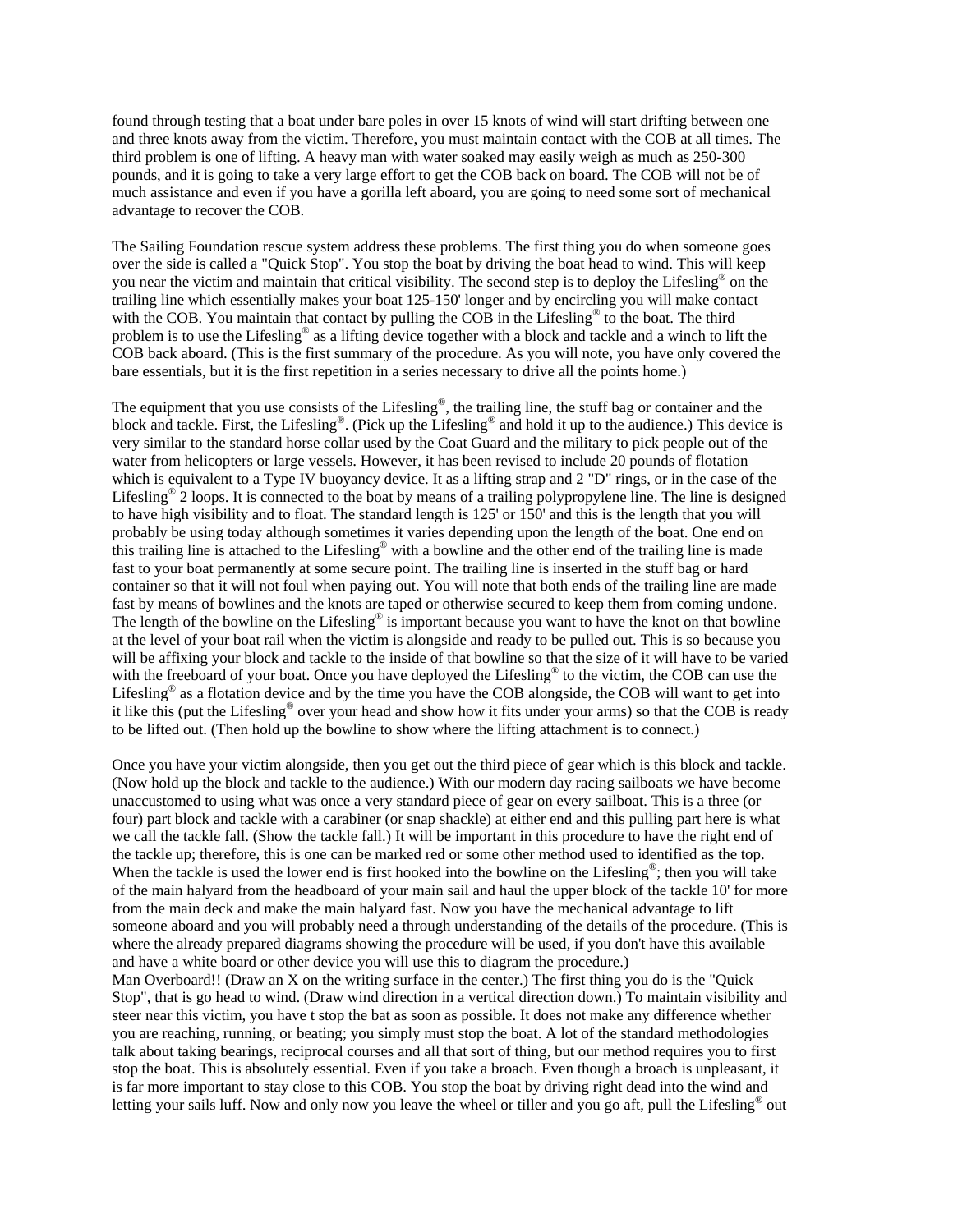found through testing that a boat under bare poles in over 15 knots of wind will start drifting between one and three knots away from the victim. Therefore, you must maintain contact with the COB at all times. The third problem is one of lifting. A heavy man with water soaked may easily weigh as much as 250-300 pounds, and it is going to take a very large effort to get the COB back on board. The COB will not be of much assistance and even if you have a gorilla left aboard, you are going to need some sort of mechanical advantage to recover the COB.

The Sailing Foundation rescue system address these problems. The first thing you do when someone goes over the side is called a "Quick Stop". You stop the boat by driving the boat head to wind. This will keep you near the victim and maintain that critical visibility. The second step is to deploy the Lifesling® on the trailing line which essentially makes your boat 125-150' longer and by encircling you will make contact with the COB. You maintain that contact by pulling the COB in the Lifesling® to the boat. The third problem is to use the Lifesling® as a lifting device together with a block and tackle and a winch to lift the COB back aboard. (This is the first summary of the procedure. As you will note, you have only covered the bare essentials, but it is the first repetition in a series necessary to drive all the points home.)

The equipment that you use consists of the Lifesling®, the trailing line, the stuff bag or container and the block and tackle. First, the Lifesling®. (Pick up the Lifesling® and hold it up to the audience.) This device is very similar to the standard horse collar used by the Coat Guard and the military to pick people out of the water from helicopters or large vessels. However, it has been revised to include 20 pounds of flotation which is equivalent to a Type IV buoyancy device. It as a lifting strap and 2 "D" rings, or in the case of the Lifesling® 2 loops. It is connected to the boat by means of a trailing polypropylene line. The line is designed to have high visibility and to float. The standard length is 125' or 150' and this is the length that you will probably be using today although sometimes it varies depending upon the length of the boat. One end on this trailing line is attached to the Lifesling® with a bowline and the other end of the trailing line is made fast to your boat permanently at some secure point. The trailing line is inserted in the stuff bag or hard container so that it will not foul when paying out. You will note that both ends of the trailing line are made fast by means of bowlines and the knots are taped or otherwise secured to keep them from coming undone. The length of the bowline on the Lifesling® is important because you want to have the knot on that bowline at the level of your boat rail when the victim is alongside and ready to be pulled out. This is so because you will be affixing your block and tackle to the inside of that bowline so that the size of it will have to be varied with the freeboard of your boat. Once you have deployed the Lifesling® to the victim, the COB can use the Lifesling® as a flotation device and by the time you have the COB alongside, the COB will want to get into it like this (put the Lifesling® over your head and show how it fits under your arms) so that the COB is ready to be lifted out. (Then hold up the bowline to show where the lifting attachment is to connect.)

Once you have your victim alongside, then you get out the third piece of gear which is this block and tackle. (Now hold up the block and tackle to the audience.) With our modern day racing sailboats we have become unaccustomed to using what was once a very standard piece of gear on every sailboat. This is a three (or four) part block and tackle with a carabiner (or snap shackle) at either end and this pulling part here is what we call the tackle fall. (Show the tackle fall.) It will be important in this procedure to have the right end of the tackle up; therefore, this is one can be marked red or some other method used to identified as the top. When the tackle is used the lower end is first hooked into the bowline on the Lifesling®; then you will take of the main halyard from the headboard of your main sail and haul the upper block of the tackle 10' for more from the main deck and make the main halyard fast. Now you have the mechanical advantage to lift someone aboard and you will probably need a through understanding of the details of the procedure. (This is where the already prepared diagrams showing the procedure will be used, if you don't have this available and have a white board or other device you will use this to diagram the procedure.)

Man Overboard!! (Draw an X on the writing surface in the center.) The first thing you do is the "Quick Stop", that is go head to wind. (Draw wind direction in a vertical direction down.) To maintain visibility and steer near this victim, you have t stop the bat as soon as possible. It does not make any difference whether you are reaching, running, or beating; you simply must stop the boat. A lot of the standard methodologies talk about taking bearings, reciprocal courses and all that sort of thing, but our method requires you to first stop the boat. This is absolutely essential. Even if you take a broach. Even though a broach is unpleasant, it is far more important to stay close to this COB. You stop the boat by driving right dead into the wind and letting your sails luff. Now and only now you leave the wheel or tiller and you go aft, pull the Lifesling® out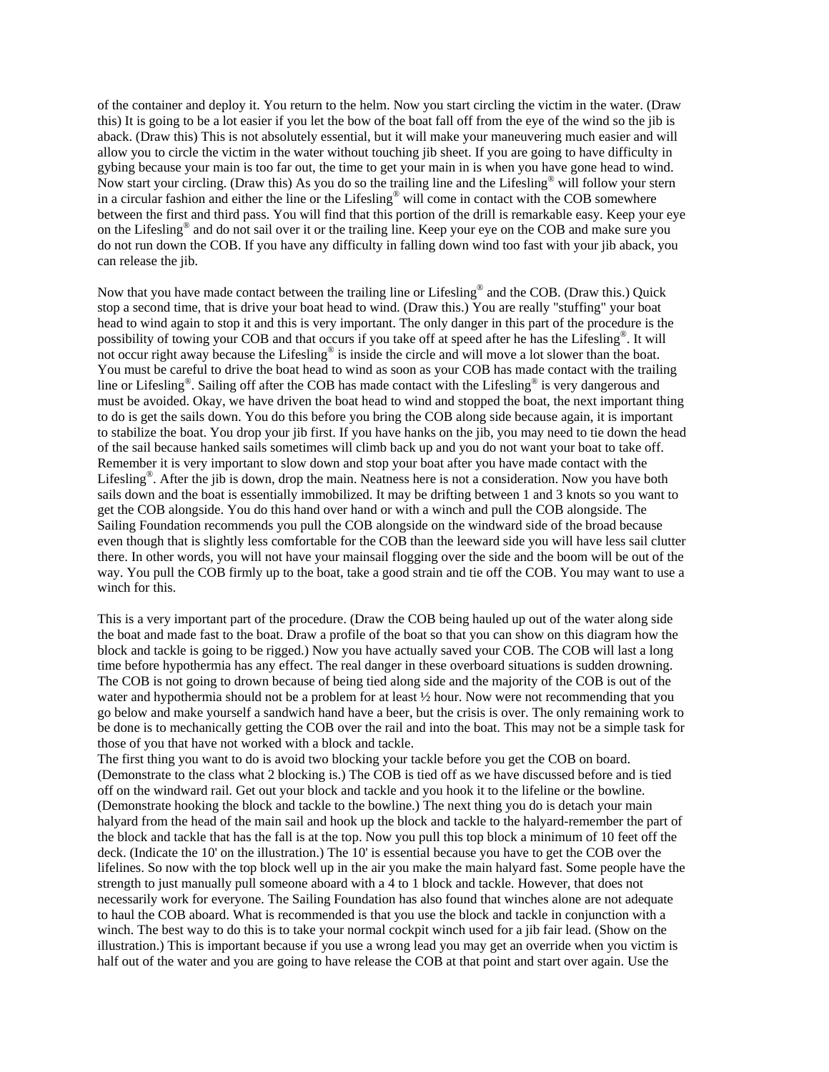of the container and deploy it. You return to the helm. Now you start circling the victim in the water. (Draw this) It is going to be a lot easier if you let the bow of the boat fall off from the eye of the wind so the jib is aback. (Draw this) This is not absolutely essential, but it will make your maneuvering much easier and will allow you to circle the victim in the water without touching jib sheet. If you are going to have difficulty in gybing because your main is too far out, the time to get your main in is when you have gone head to wind. Now start your circling. (Draw this) As you do so the trailing line and the Lifesling® will follow your stern in a circular fashion and either the line or the Lifesling® will come in contact with the COB somewhere between the first and third pass. You will find that this portion of the drill is remarkable easy. Keep your eye on the Lifesling® and do not sail over it or the trailing line. Keep your eye on the COB and make sure you do not run down the COB. If you have any difficulty in falling down wind too fast with your jib aback, you can release the jib.

Now that you have made contact between the trailing line or Lifesling® and the COB. (Draw this.) Quick stop a second time, that is drive your boat head to wind. (Draw this.) You are really "stuffing" your boat head to wind again to stop it and this is very important. The only danger in this part of the procedure is the possibility of towing your COB and that occurs if you take off at speed after he has the Lifesling®. It will not occur right away because the Lifesling® is inside the circle and will move a lot slower than the boat. You must be careful to drive the boat head to wind as soon as your COB has made contact with the trailing line or Lifesling®. Sailing off after the COB has made contact with the Lifesling® is very dangerous and must be avoided. Okay, we have driven the boat head to wind and stopped the boat, the next important thing to do is get the sails down. You do this before you bring the COB along side because again, it is important to stabilize the boat. You drop your jib first. If you have hanks on the jib, you may need to tie down the head of the sail because hanked sails sometimes will climb back up and you do not want your boat to take off. Remember it is very important to slow down and stop your boat after you have made contact with the Lifesling®. After the jib is down, drop the main. Neatness here is not a consideration. Now you have both sails down and the boat is essentially immobilized. It may be drifting between 1 and 3 knots so you want to get the COB alongside. You do this hand over hand or with a winch and pull the COB alongside. The Sailing Foundation recommends you pull the COB alongside on the windward side of the broad because even though that is slightly less comfortable for the COB than the leeward side you will have less sail clutter there. In other words, you will not have your mainsail flogging over the side and the boom will be out of the way. You pull the COB firmly up to the boat, take a good strain and tie off the COB. You may want to use a winch for this.

This is a very important part of the procedure. (Draw the COB being hauled up out of the water along side the boat and made fast to the boat. Draw a profile of the boat so that you can show on this diagram how the block and tackle is going to be rigged.) Now you have actually saved your COB. The COB will last a long time before hypothermia has any effect. The real danger in these overboard situations is sudden drowning. The COB is not going to drown because of being tied along side and the majority of the COB is out of the water and hypothermia should not be a problem for at least ½ hour. Now were not recommending that you go below and make yourself a sandwich hand have a beer, but the crisis is over. The only remaining work to be done is to mechanically getting the COB over the rail and into the boat. This may not be a simple task for those of you that have not worked with a block and tackle.

The first thing you want to do is avoid two blocking your tackle before you get the COB on board. (Demonstrate to the class what 2 blocking is.) The COB is tied off as we have discussed before and is tied off on the windward rail. Get out your block and tackle and you hook it to the lifeline or the bowline. (Demonstrate hooking the block and tackle to the bowline.) The next thing you do is detach your main halyard from the head of the main sail and hook up the block and tackle to the halyard-remember the part of the block and tackle that has the fall is at the top. Now you pull this top block a minimum of 10 feet off the deck. (Indicate the 10' on the illustration.) The 10' is essential because you have to get the COB over the lifelines. So now with the top block well up in the air you make the main halyard fast. Some people have the strength to just manually pull someone aboard with a 4 to 1 block and tackle. However, that does not necessarily work for everyone. The Sailing Foundation has also found that winches alone are not adequate to haul the COB aboard. What is recommended is that you use the block and tackle in conjunction with a winch. The best way to do this is to take your normal cockpit winch used for a jib fair lead. (Show on the illustration.) This is important because if you use a wrong lead you may get an override when you victim is half out of the water and you are going to have release the COB at that point and start over again. Use the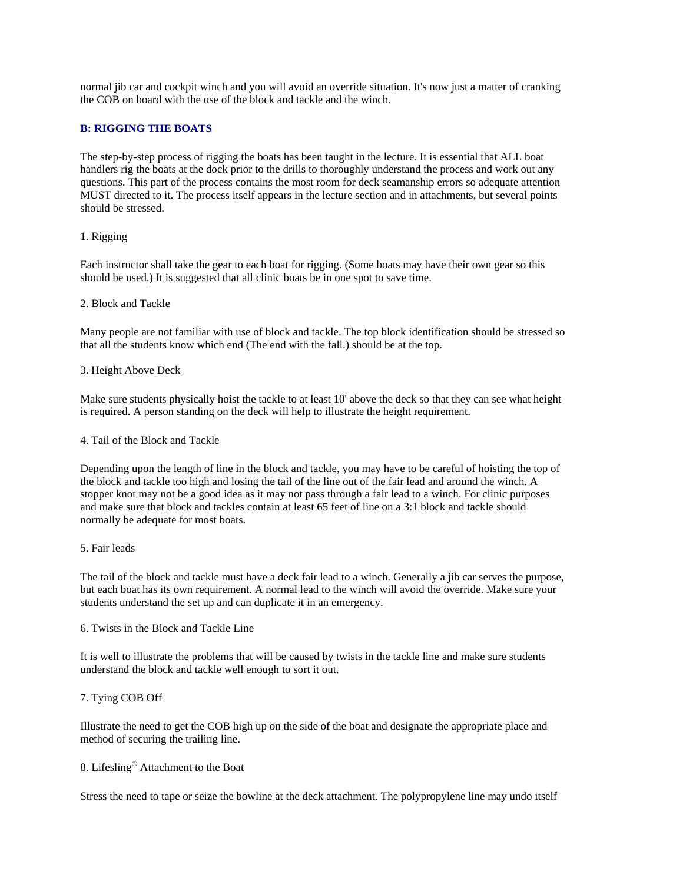normal jib car and cockpit winch and you will avoid an override situation. It's now just a matter of cranking the COB on board with the use of the block and tackle and the winch.

## B: RIGGING THE BOATS

The step-by-step process of rigging the boats has been taught in the lecture. It is essential that ALL boat handlers rig the boats at the dock prior to the drills to thoroughly understand the process and work out any questions. This part of the process contains the most room for deck seamanship errors so adequate attention MUST directed to it. The process itself appears in the lecture section and in attachments, but several points should be stressed.

1. Rigging

Each instructor shall take the gear to each boat for rigging. (Some boats may have their own gear so this should be used.) It is suggested that all clinic boats be in one spot to save time.

2. Block and Tackle

Many people are not familiar with use of block and tackle. The top block identification should be stressed so that all the students know which end (The end with the fall.) should be at the top.

3. Height Above Deck

Make sure students physically hoist the tackle to at least 10' above the deck so that they can see what height is required. A person standing on the deck will help to illustrate the height requirement.

4. Tail of the Block and Tackle

Depending upon the length of line in the block and tackle, you may have to be careful of hoisting the top of the block and tackle too high and losing the tail of the line out of the fair lead and around the winch. A stopper knot may not be a good idea as it may not pass through a fair lead to a winch. For clinic purposes and make sure that block and tackles contain at least 65 feet of line on a 3:1 block and tackle should normally be adequate for most boats.

5. Fair leads

The tail of the block and tackle must have a deck fair lead to a winch. Generally a jib car serves the purpose, but each boat has its own requirement. A normal lead to the winch will avoid the override. Make sure your students understand the set up and can duplicate it in an emergency.

6. Twists in the Block and Tackle Line

It is well to illustrate the problems that will be caused by twists in the tackle line and make sure students understand the block and tackle well enough to sort it out.

7. Tying COB Off

Illustrate the need to get the COB high up on the side of the boat and designate the appropriate place and method of securing the trailing line.

8. Lifesling® Attachment to the Boat

Stress the need to tape or seize the bowline at the deck attachment. The polypropylene line may undo itself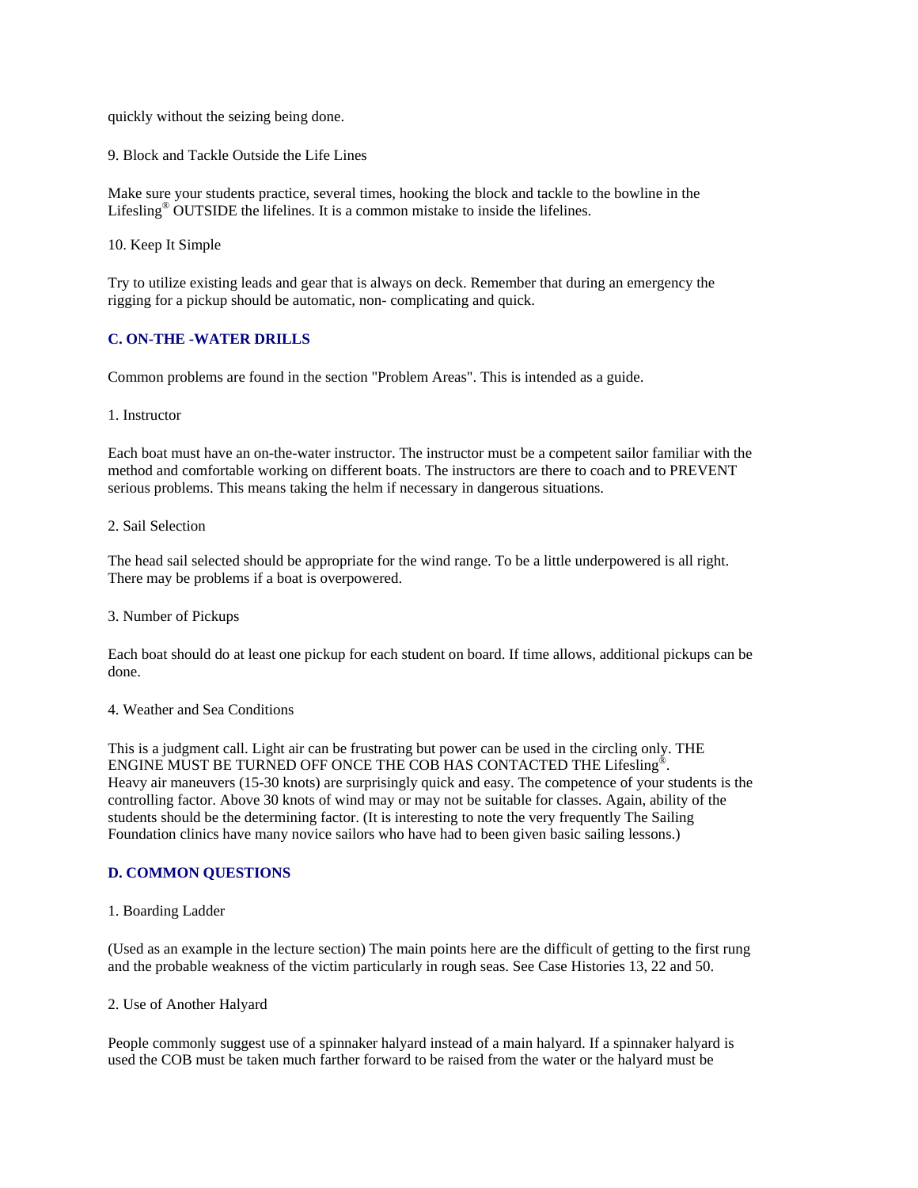quickly without the seizing being done.

9. Block and Tackle Outside the Life Lines

Make sure your students practice, several times, hooking the block and tackle to the bowline in the Lifesling® OUTSIDE the lifelines. It is a common mistake to inside the lifelines.

10. Keep It Simple

Try to utilize existing leads and gear that is always on deck. Remember that during an emergency the rigging for a pickup should be automatic, non- complicating and quick.

### C. ON-THE -WATER DRILLS

Common problems are found in the section "Problem Areas". This is intended as a guide.

1. Instructor

Each boat must have an on-the-water instructor. The instructor must be a competent sailor familiar with the method and comfortable working on different boats. The instructors are there to coach and to PREVENT serious problems. This means taking the helm if necessary in dangerous situations.

2. Sail Selection

The head sail selected should be appropriate for the wind range. To be a little underpowered is all right. There may be problems if a boat is overpowered.

3. Number of Pickups

Each boat should do at least one pickup for each student on board. If time allows, additional pickups can be done.

4. Weather and Sea Conditions

This is a judgment call. Light air can be frustrating but power can be used in the circling only. THE ENGINE MUST BE TURNED OFF ONCE THE COB HAS CONTACTED THE Lifesling®.
Heavy air maneuvers (15-30 knots) are surprisingly quick and easy. The competence of your students is the controlling factor. Above 30 knots of wind may or may not be suitable for classes. Again, ability of the students should be the determining factor. (It is interesting to note the very frequently The Sailing Foundation clinics have many novice sailors who have had to been given basic sailing lessons.)

### D. COMMON QUESTIONS

1. Boarding Ladder

(Used as an example in the lecture section) The main points here are the difficult of getting to the first rung and the probable weakness of the victim particularly in rough seas. See Case Histories 13, 22 and 50.

2. Use of Another Halyard

People commonly suggest use of a spinnaker halyard instead of a main halyard. If a spinnaker halyard is used the COB must be taken much farther forward to be raised from the water or the halyard must be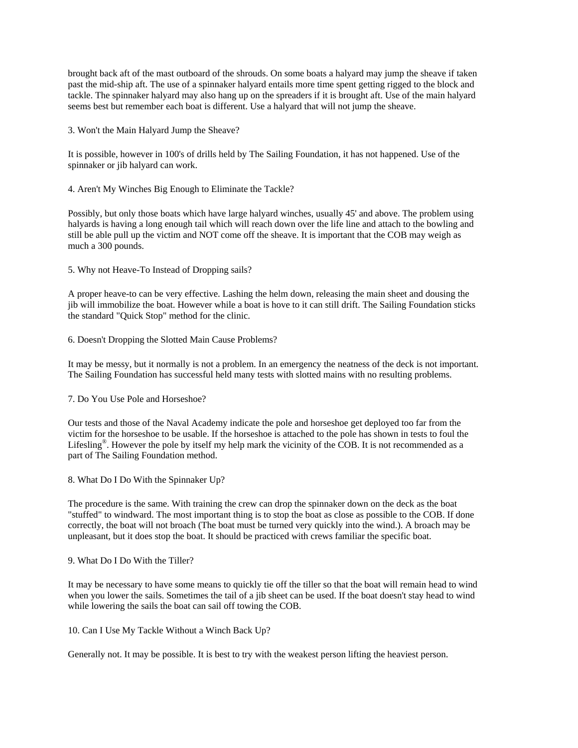brought back aft of the mast outboard of the shrouds. On some boats a halyard may jump the sheave if taken past the mid-ship aft. The use of a spinnaker halyard entails more time spent getting rigged to the block and tackle. The spinnaker halyard may also hang up on the spreaders if it is brought aft. Use of the main halyard seems best but remember each boat is different. Use a halyard that will not jump the sheave.

3. Won't the Main Halyard Jump the Sheave?

It is possible, however in 100's of drills held by The Sailing Foundation, it has not happened. Use of the spinnaker or jib halyard can work.

4. Aren't My Winches Big Enough to Eliminate the Tackle?

Possibly, but only those boats which have large halyard winches, usually 45' and above. The problem using halyards is having a long enough tail which will reach down over the life line and attach to the bowling and still be able pull up the victim and NOT come off the sheave. It is important that the COB may weigh as much a 300 pounds.

5. Why not Heave-To Instead of Dropping sails?

A proper heave-to can be very effective. Lashing the helm down, releasing the main sheet and dousing the jib will immobilize the boat. However while a boat is hove to it can still drift. The Sailing Foundation sticks the standard "Quick Stop" method for the clinic.

6. Doesn't Dropping the Slotted Main Cause Problems?

It may be messy, but it normally is not a problem. In an emergency the neatness of the deck is not important. The Sailing Foundation has successful held many tests with slotted mains with no resulting problems.

7. Do You Use Pole and Horseshoe?

Our tests and those of the Naval Academy indicate the pole and horseshoe get deployed too far from the victim for the horseshoe to be usable. If the horseshoe is attached to the pole has shown in tests to foul the Lifesling®. However the pole by itself my help mark the vicinity of the COB. It is not recommended as a part of The Sailing Foundation method.

8. What Do I Do With the Spinnaker Up?

The procedure is the same. With training the crew can drop the spinnaker down on the deck as the boat "stuffed" to windward. The most important thing is to stop the boat as close as possible to the COB. If done correctly, the boat will not broach (The boat must be turned very quickly into the wind.). A broach may be unpleasant, but it does stop the boat. It should be practiced with crews familiar the specific boat.

9. What Do I Do With the Tiller?

It may be necessary to have some means to quickly tie off the tiller so that the boat will remain head to wind when you lower the sails. Sometimes the tail of a jib sheet can be used. If the boat doesn't stay head to wind while lowering the sails the boat can sail off towing the COB.

10. Can I Use My Tackle Without a Winch Back Up?

Generally not. It may be possible. It is best to try with the weakest person lifting the heaviest person.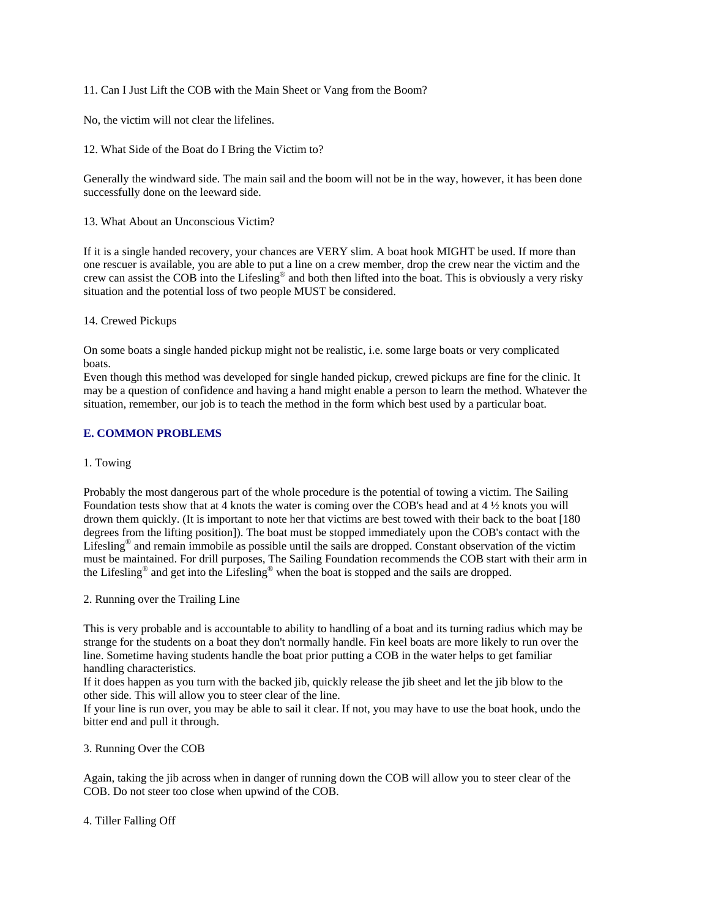11. Can I Just Lift the COB with the Main Sheet or Vang from the Boom?

No, the victim will not clear the lifelines.

12. What Side of the Boat do I Bring the Victim to?

Generally the windward side. The main sail and the boom will not be in the way, however, it has been done successfully done on the leeward side.

13. What About an Unconscious Victim?

If it is a single handed recovery, your chances are VERY slim. A boat hook MIGHT be used. If more than one rescuer is available, you are able to put a line on a crew member, drop the crew near the victim and the crew can assist the COB into the Lifesling® and both then lifted into the boat. This is obviously a very risky situation and the potential loss of two people MUST be considered.

14. Crewed Pickups

On some boats a single handed pickup might not be realistic, i.e. some large boats or very complicated boats.
Even though this method was developed for single handed pickup, crewed pickups are fine for the clinic. It may be a question of confidence and having a hand might enable a person to learn the method. Whatever the situation, remember, our job is to teach the method in the form which best used by a particular boat.

### E. COMMON PROBLEMS

1. Towing

Probably the most dangerous part of the whole procedure is the potential of towing a victim. The Sailing Foundation tests show that at 4 knots the water is coming over the COB's head and at 4 ½ knots you will drown them quickly. (It is important to note her that victims are best towed with their back to the boat [180 degrees from the lifting position]). The boat must be stopped immediately upon the COB's contact with the Lifesling® and remain immobile as possible until the sails are dropped. Constant observation of the victim must be maintained. For drill purposes, The Sailing Foundation recommends the COB start with their arm in the Lifesling® and get into the Lifesling® when the boat is stopped and the sails are dropped.

2. Running over the Trailing Line

This is very probable and is accountable to ability to handling of a boat and its turning radius which may be strange for the students on a boat they don't normally handle. Fin keel boats are more likely to run over the line. Sometime having students handle the boat prior putting a COB in the water helps to get familiar handling characteristics.
If it does happen as you turn with the backed jib, quickly release the jib sheet and let the jib blow to the other side. This will allow you to steer clear of the line.
If your line is run over, you may be able to sail it clear. If not, you may have to use the boat hook, undo the bitter end and pull it through.

3. Running Over the COB

Again, taking the jib across when in danger of running down the COB will allow you to steer clear of the COB. Do not steer too close when upwind of the COB.

4. Tiller Falling Off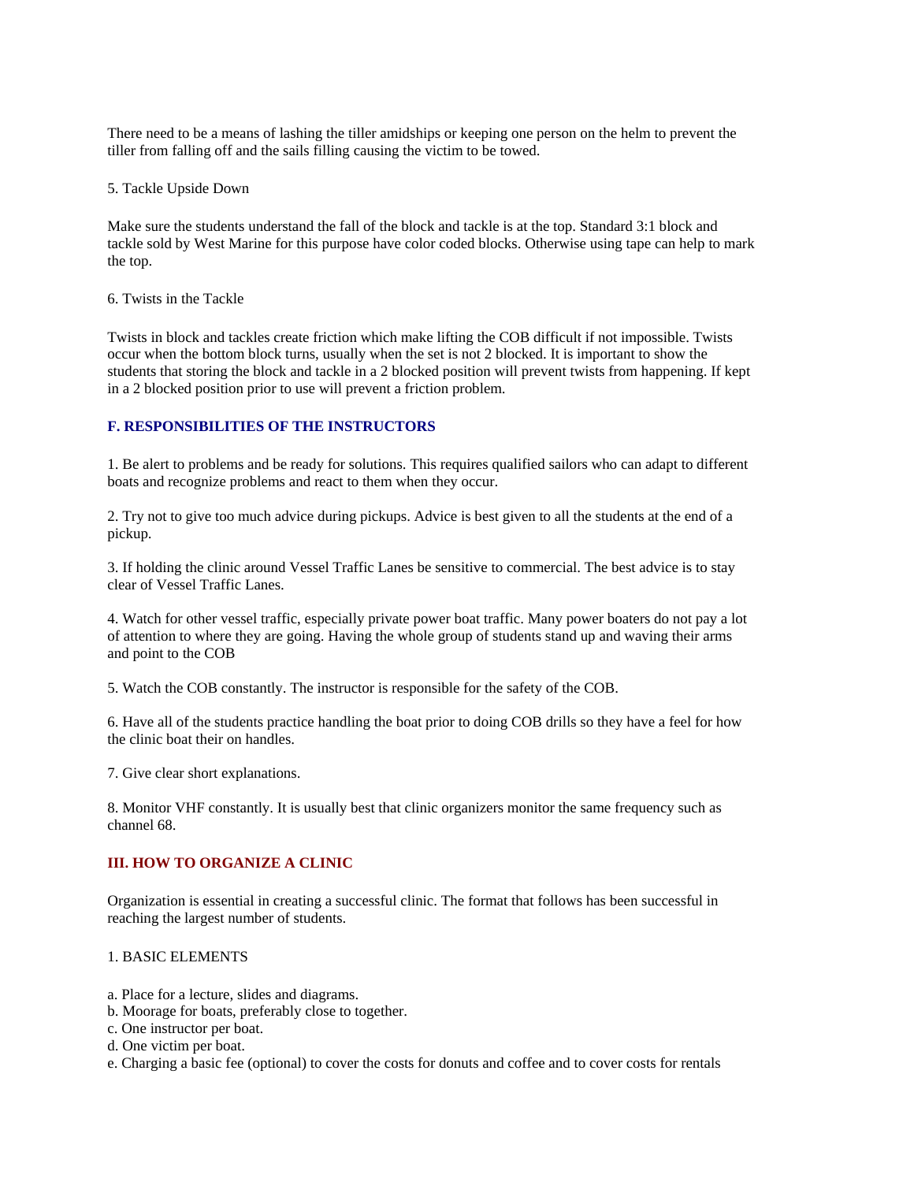There need to be a means of lashing the tiller amidships or keeping one person on the helm to prevent the tiller from falling off and the sails filling causing the victim to be towed.

5. Tackle Upside Down

Make sure the students understand the fall of the block and tackle is at the top. Standard 3:1 block and tackle sold by West Marine for this purpose have color coded blocks. Otherwise using tape can help to mark the top.

6. Twists in the Tackle

Twists in block and tackles create friction which make lifting the COB difficult if not impossible. Twists occur when the bottom block turns, usually when the set is not 2 blocked. It is important to show the students that storing the block and tackle in a 2 blocked position will prevent twists from happening. If kept in a 2 blocked position prior to use will prevent a friction problem.

### F. RESPONSIBILITIES OF THE INSTRUCTORS

1. Be alert to problems and be ready for solutions. This requires qualified sailors who can adapt to different boats and recognize problems and react to them when they occur.

2. Try not to give too much advice during pickups. Advice is best given to all the students at the end of a pickup.

3. If holding the clinic around Vessel Traffic Lanes be sensitive to commercial. The best advice is to stay clear of Vessel Traffic Lanes.

4. Watch for other vessel traffic, especially private power boat traffic. Many power boaters do not pay a lot of attention to where they are going. Having the whole group of students stand up and waving their arms and point to the COB

5. Watch the COB constantly. The instructor is responsible for the safety of the COB.

6. Have all of the students practice handling the boat prior to doing COB drills so they have a feel for how the clinic boat their on handles.

7. Give clear short explanations.

8. Monitor VHF constantly. It is usually best that clinic organizers monitor the same frequency such as channel 68.

## III. HOW TO ORGANIZE A CLINIC

Organization is essential in creating a successful clinic. The format that follows has been successful in reaching the largest number of students.

1. BASIC ELEMENTS

a. Place for a lecture, slides and diagrams.
b. Moorage for boats, preferably close to together.
c. One instructor per boat.
d. One victim per boat.
e. Charging a basic fee (optional) to cover the costs for donuts and coffee and to cover costs for rentals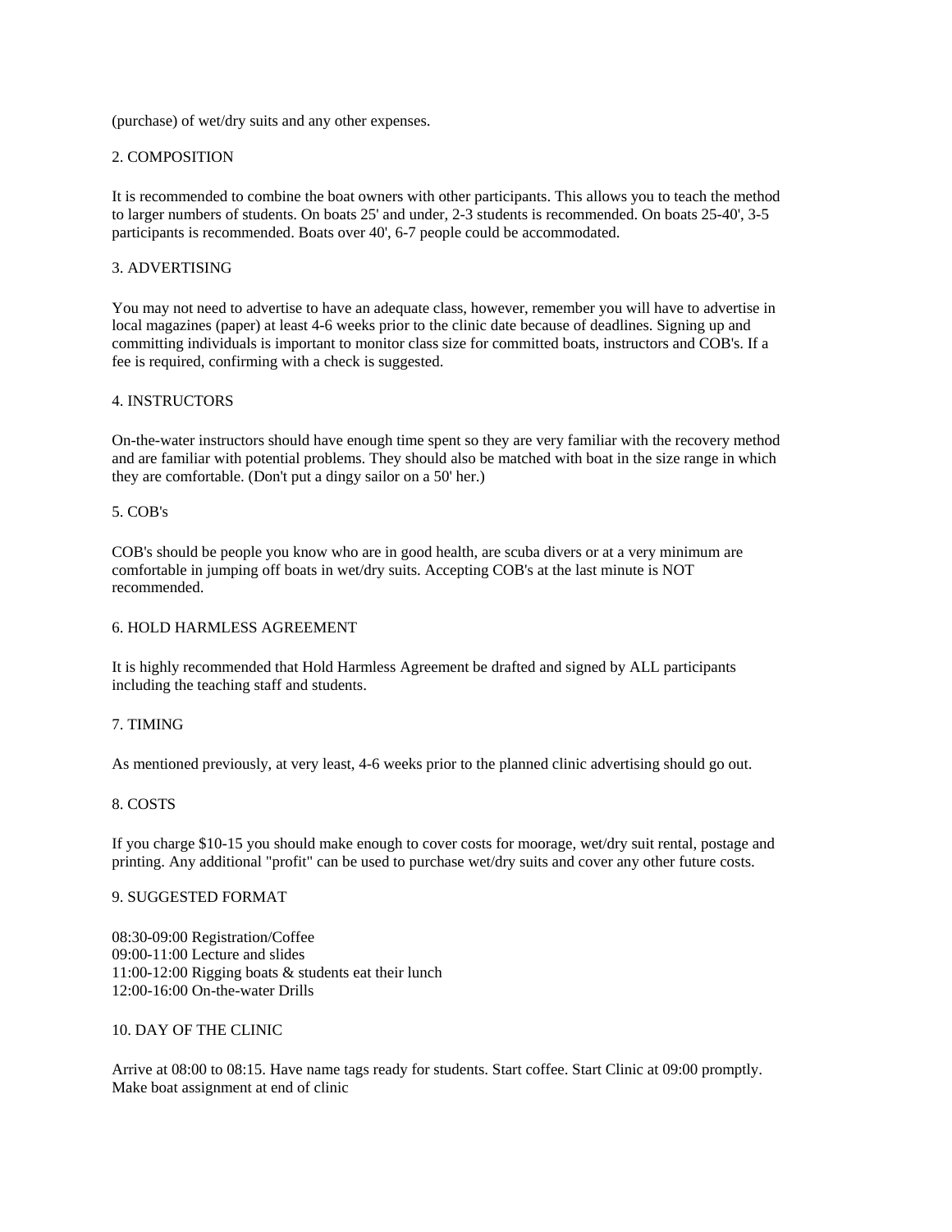(purchase) of wet/dry suits and any other expenses.

## 2. COMPOSITION

It is recommended to combine the boat owners with other participants. This allows you to teach the method to larger numbers of students. On boats 25' and under, 2-3 students is recommended. On boats 25-40', 3-5 participants is recommended. Boats over 40', 6-7 people could be accommodated.

## 3. ADVERTISING

You may not need to advertise to have an adequate class, however, remember you will have to advertise in local magazines (paper) at least 4-6 weeks prior to the clinic date because of deadlines. Signing up and committing individuals is important to monitor class size for committed boats, instructors and COB's. If a fee is required, confirming with a check is suggested.

## 4. INSTRUCTORS

On-the-water instructors should have enough time spent so they are very familiar with the recovery method and are familiar with potential problems. They should also be matched with boat in the size range in which they are comfortable. (Don't put a dingy sailor on a 50' her.)

## 5. COB's

COB's should be people you know who are in good health, are scuba divers or at a very minimum are comfortable in jumping off boats in wet/dry suits. Accepting COB's at the last minute is NOT recommended.

## 6. HOLD HARMLESS AGREEMENT

It is highly recommended that Hold Harmless Agreement be drafted and signed by ALL participants including the teaching staff and students.

## 7. TIMING

As mentioned previously, at very least, 4-6 weeks prior to the planned clinic advertising should go out.

## 8. COSTS

If you charge $10-15 you should make enough to cover costs for moorage, wet/dry suit rental, postage and printing. Any additional "profit" can be used to purchase wet/dry suits and cover any other future costs.

## 9. SUGGESTED FORMAT

08:30-09:00 Registration/Coffee
09:00-11:00 Lecture and slides
11:00-12:00 Rigging boats & students eat their lunch
12:00-16:00 On-the-water Drills

## 10. DAY OF THE CLINIC

Arrive at 08:00 to 08:15. Have name tags ready for students. Start coffee. Start Clinic at 09:00 promptly. Make boat assignment at end of clinic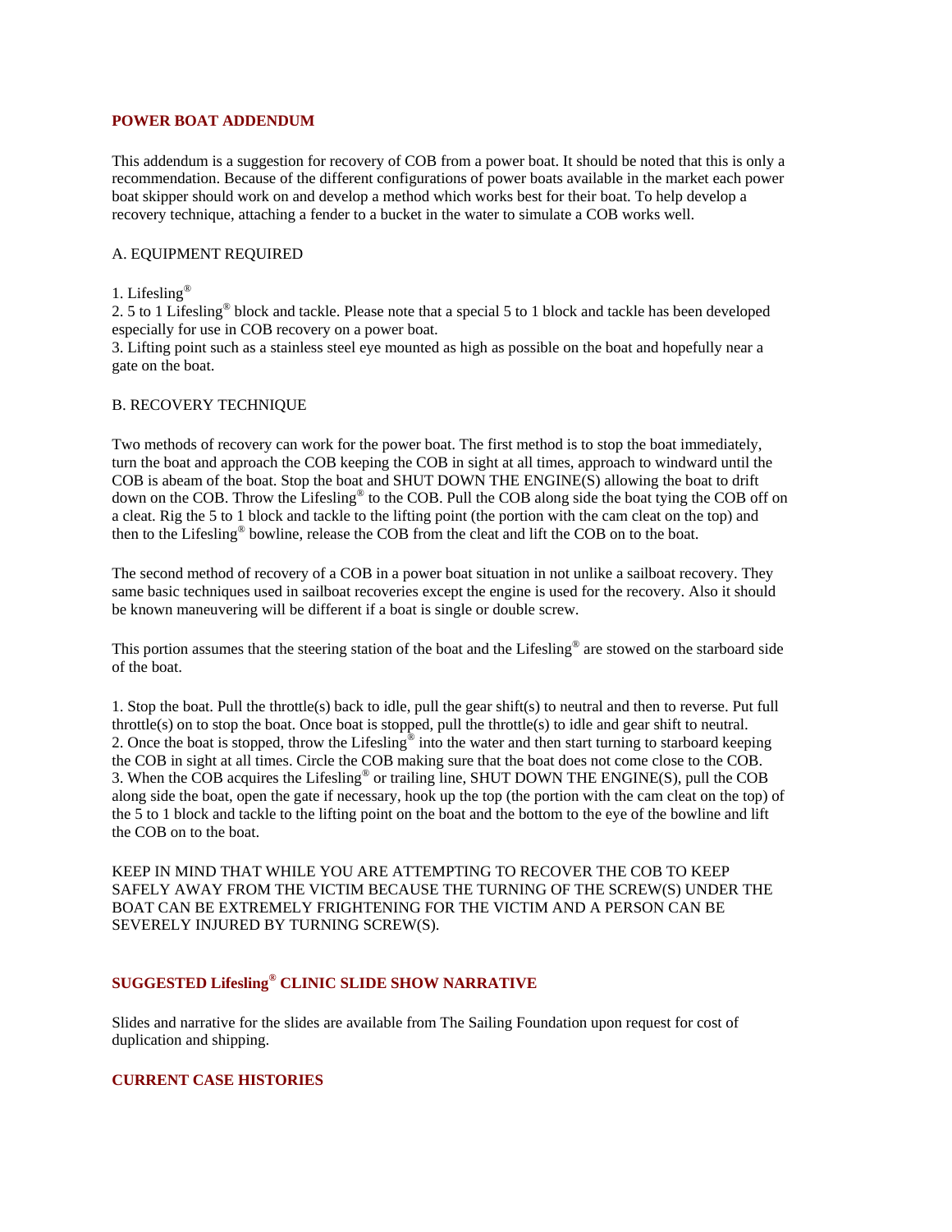## POWER BOAT ADDENDUM

This addendum is a suggestion for recovery of COB from a power boat. It should be noted that this is only a recommendation. Because of the different configurations of power boats available in the market each power boat skipper should work on and develop a method which works best for their boat. To help develop a recovery technique, attaching a fender to a bucket in the water to simulate a COB works well.

A. EQUIPMENT REQUIRED

1. Lifesling®
2. 5 to 1 Lifesling® block and tackle. Please note that a special 5 to 1 block and tackle has been developed especially for use in COB recovery on a power boat.
3. Lifting point such as a stainless steel eye mounted as high as possible on the boat and hopefully near a gate on the boat.

B. RECOVERY TECHNIQUE

Two methods of recovery can work for the power boat. The first method is to stop the boat immediately, turn the boat and approach the COB keeping the COB in sight at all times, approach to windward until the COB is abeam of the boat. Stop the boat and SHUT DOWN THE ENGINE(S) allowing the boat to drift down on the COB. Throw the Lifesling® to the COB. Pull the COB along side the boat tying the COB off on a cleat. Rig the 5 to 1 block and tackle to the lifting point (the portion with the cam cleat on the top) and then to the Lifesling® bowline, release the COB from the cleat and lift the COB on to the boat.

The second method of recovery of a COB in a power boat situation in not unlike a sailboat recovery. They same basic techniques used in sailboat recoveries except the engine is used for the recovery. Also it should be known maneuvering will be different if a boat is single or double screw.

This portion assumes that the steering station of the boat and the Lifesling® are stowed on the starboard side of the boat.

1. Stop the boat. Pull the throttle(s) back to idle, pull the gear shift(s) to neutral and then to reverse. Put full throttle(s) on to stop the boat. Once boat is stopped, pull the throttle(s) to idle and gear shift to neutral.
2. Once the boat is stopped, throw the Lifesling® into the water and then start turning to starboard keeping the COB in sight at all times. Circle the COB making sure that the boat does not come close to the COB.
3. When the COB acquires the Lifesling® or trailing line, SHUT DOWN THE ENGINE(S), pull the COB along side the boat, open the gate if necessary, hook up the top (the portion with the cam cleat on the top) of the 5 to 1 block and tackle to the lifting point on the boat and the bottom to the eye of the bowline and lift the COB on to the boat.

KEEP IN MIND THAT WHILE YOU ARE ATTEMPTING TO RECOVER THE COB TO KEEP SAFELY AWAY FROM THE VICTIM BECAUSE THE TURNING OF THE SCREW(S) UNDER THE BOAT CAN BE EXTREMELY FRIGHTENING FOR THE VICTIM AND A PERSON CAN BE SEVERELY INJURED BY TURNING SCREW(S).

## SUGGESTED Lifesling® CLINIC SLIDE SHOW NARRATIVE

Slides and narrative for the slides are available from The Sailing Foundation upon request for cost of duplication and shipping.

## CURRENT CASE HISTORIES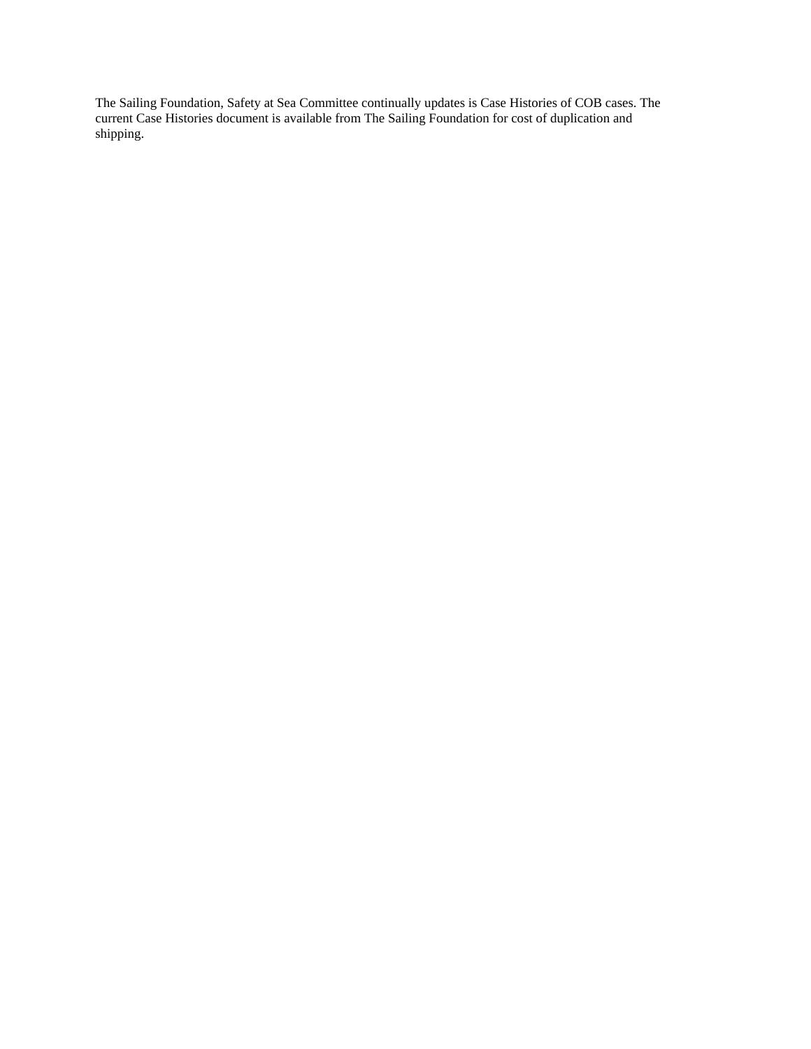The Sailing Foundation, Safety at Sea Committee continually updates is Case Histories of COB cases. The current Case Histories document is available from The Sailing Foundation for cost of duplication and shipping.